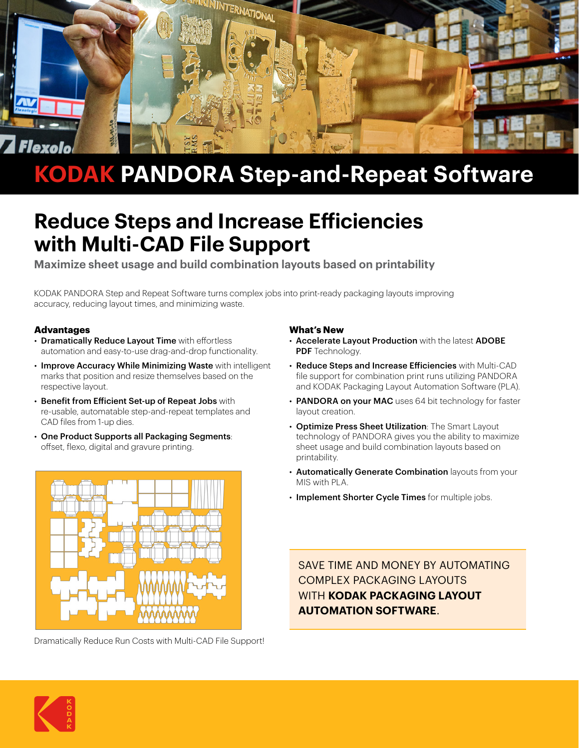# KODAK PANDORA Step-and-Repeat Software

## Reduce Steps and Increase Efficiencies with Multi-CAD File Support

### Maximize sheet usage and build combination layouts based on printability

KODAK PANDORA Step and Repeat Software turns complex jobs into print-ready packaging layouts improving accuracy, reducing layout times, and minimizing waste.

#### Advantages

- **Dramatically Reduce Layout Time** with effortless automation and easy-to-use drag-and-drop functionality.
- **Improve Accuracy While Minimizing Waste** with intelligent marks that position and resize themselves based on the respective layout.
- **Benefit from Efficient Set-up of Repeat Jobs** with re-usable, automatable step-and-repeat templates and CAD files from 1-up dies.
- **One Product Supports all Packaging Segments**: offset, flexo, digital and gravure printing.

Dramatically Reduce Run Costs with Multi-CAD File Support!

#### What's New

- **Accelerate Layout Production** with the latest **ADOBE PDF** Technology.
- **Reduce Steps and Increase Efficiencies** with Multi-CAD file support for combination print runs utilizing PANDORA and KODAK Packaging Layout Automation Software (PLA).
- **PANDORA on your MAC** uses 64 bit technology for faster layout creation.
- **Optimize Press Sheet Utilization**: The Smart Layout technology of PANDORA gives you the ability to maximize sheet usage and build combination layouts based on printability.
- **Automatically Generate Combination** layouts from your MIS with PLA.
- **Implement Shorter Cycle Times** for multiple jobs.

SAVE TIME AND MONEY BY AUTOMATING COMPLEX PACKAGING LAYOUTS WITH **KODAK PACKAGING LAYOUT AUTOMATION SOFTWARE**.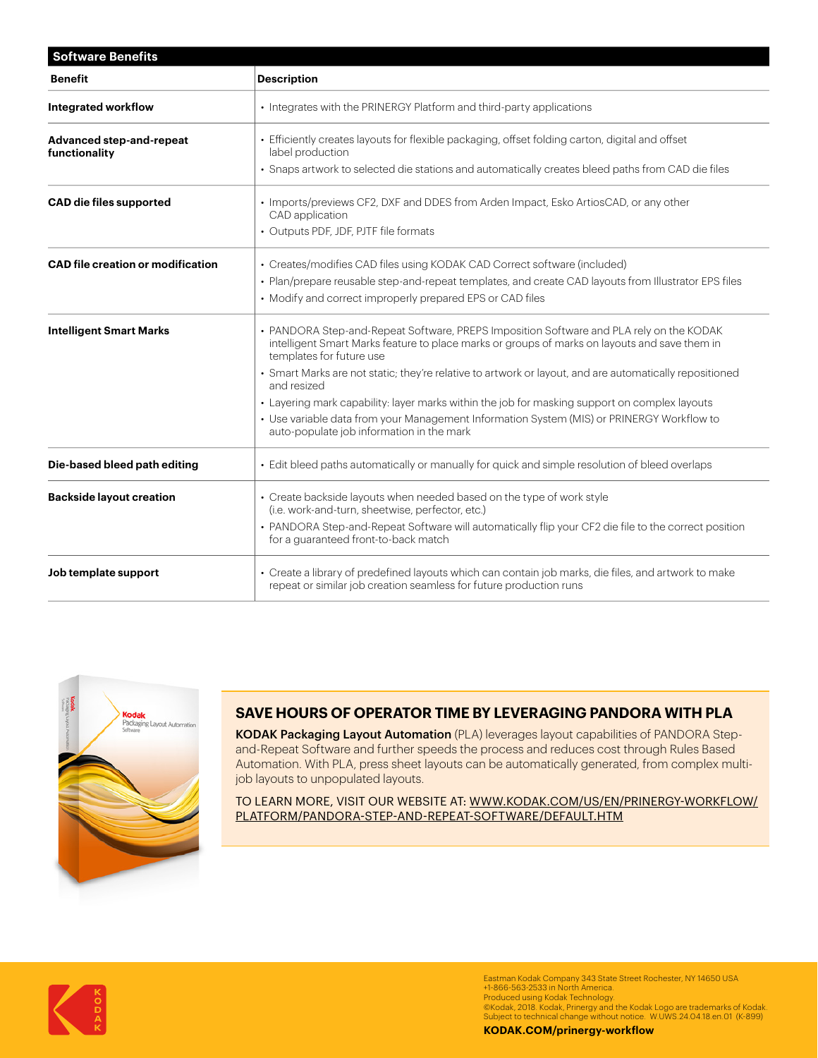## Software Benefits

| Benefit | Description |
|---|---|
| **Integrated workflow** | • Integrates with the PRINERGY Platform and third-party applications |
| **Advanced step-and-repeat functionality** | • Efficiently creates layouts for flexible packaging, offset folding carton, digital and offset label production<br>• Snaps artwork to selected die stations and automatically creates bleed paths from CAD die files |
| **CAD die files supported** | • Imports/previews CF2, DXF and DDES from Arden Impact, Esko ArtiosCAD, or any other CAD application<br>• Outputs PDF, JDF, PJTF file formats |
| **CAD file creation or modification** | • Creates/modifies CAD files using KODAK CAD Correct software (included)<br>• Plan/prepare reusable step-and-repeat templates, and create CAD layouts from Illustrator EPS files<br>• Modify and correct improperly prepared EPS or CAD files |
| **Intelligent Smart Marks** | • PANDORA Step-and-Repeat Software, PREPS Imposition Software and PLA rely on the KODAK intelligent Smart Marks feature to place marks or groups of marks on layouts and save them in templates for future use<br>• Smart Marks are not static; they're relative to artwork or layout, and are automatically repositioned and resized<br>• Layering mark capability: layer marks within the job for masking support on complex layouts<br>• Use variable data from your Management Information System (MIS) or PRINERGY Workflow to auto-populate job information in the mark |
| **Die-based bleed path editing** | • Edit bleed paths automatically or manually for quick and simple resolution of bleed overlaps |
| **Backside layout creation** | • Create backside layouts when needed based on the type of work style (i.e. work-and-turn, sheetwise, perfector, etc.)<br>• PANDORA Step-and-Repeat Software will automatically flip your CF2 die file to the correct position for a guaranteed front-to-back match |
| **Job template support** | • Create a library of predefined layouts which can contain job marks, die files, and artwork to make repeat or similar job creation seamless for future production runs |

## SAVE HOURS OF OPERATOR TIME BY LEVERAGING PANDORA WITH PLA

**KODAK Packaging Layout Automation** (PLA) leverages layout capabilities of PANDORA Step-and-Repeat Software and further speeds the process and reduces cost through Rules Based Automation. With PLA, press sheet layouts can be automatically generated, from complex multi-job layouts to unpopulated layouts.

TO LEARN MORE, VISIT OUR WEBSITE AT: WWW.KODAK.COM/US/EN/PRINERGY-WORKFLOW/PLATFORM/PANDORA-STEP-AND-REPEAT-SOFTWARE/DEFAULT.HTM

Eastman Kodak Company 343 State Street Rochester, NY 14650 USA
+1-866-563-2533 in North America.
Produced using Kodak Technology.
©Kodak, 2018. Kodak, Prinergy and the Kodak Logo are trademarks of Kodak.
Subject to technical change without notice. W.UWS.24.04.18.en.01 (K-899)

**KODAK.COM/prinergy-workflow**